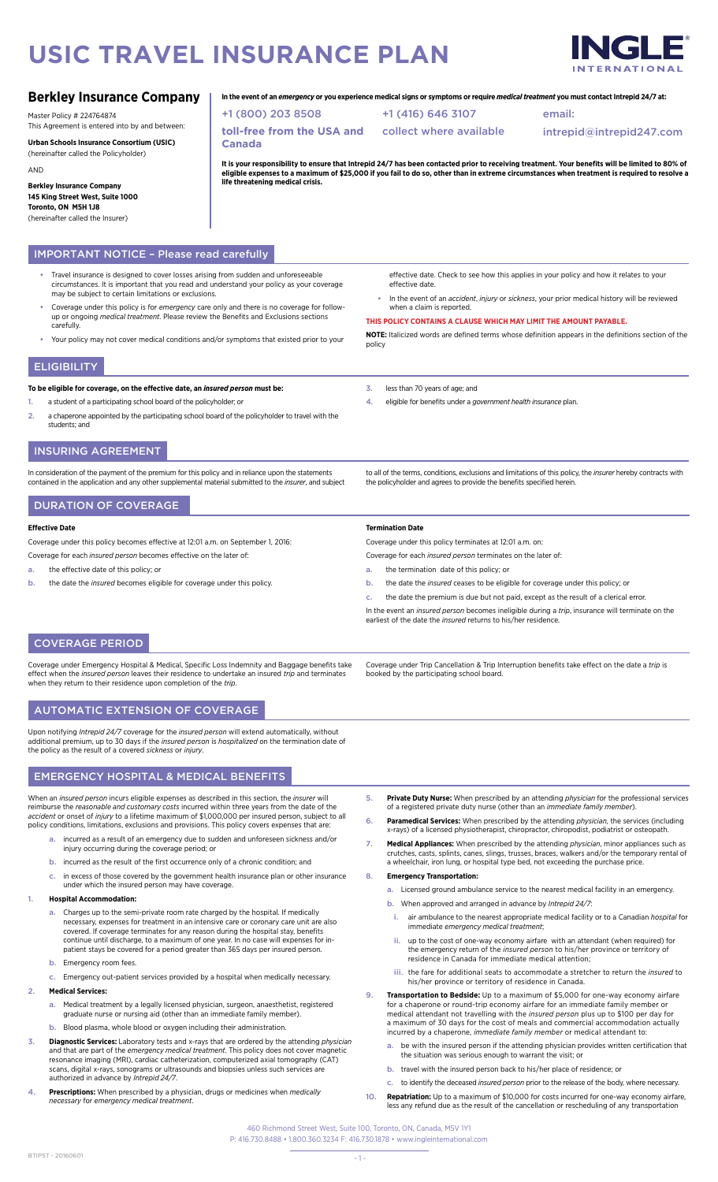# USIC TRAVEL INSURANCE PLAN

## Berkley Insurance Company

Master Policy # 224764874
This Agreement is entered into by and between:

**Urban Schools Insurance Consortium (USIC)**
(hereinafter called the Policyholder)

AND

**Berkley Insurance Company**
**145 King Street West, Suite 1000**
**Toronto, ON M5H 1J8**
(hereinafter called the Insurer)

**In the event of an *emergency* or you experience medical signs or symptoms or require *medical treatment* you must contact Intrepid 24/7 at:**

+1 (800) 203 8508
**toll-free from the USA and Canada**

+1 (416) 646 3107
**collect where available**

email:
**intrepid@intrepid247.com**

**It is your responsibility to ensure that Intrepid 24/7 has been contacted prior to receiving treatment. Your benefits will be limited to 80% of eligible expenses to a maximum of $25,000 if you fail to do so, other than in extreme circumstances when treatment is required to resolve a life threatening medical crisis.**

## IMPORTANT NOTICE – Please read carefully

- Travel insurance is designed to cover losses arising from sudden and unforeseeable circumstances. It is important that you read and understand your policy as your coverage may be subject to certain limitations or exclusions.
- Coverage under this policy is for *emergency* care only and there is no coverage for follow-up or ongoing *medical treatment*. Please review the Benefits and Exclusions sections carefully.
- Your policy may not cover medical conditions and/or symptoms that existed prior to your effective date. Check to see how this applies in your policy and how it relates to your effective date.
- In the event of an *accident*, *injury* or *sickness*, your prior medical history will be reviewed when a claim is reported.

**THIS POLICY CONTAINS A CLAUSE WHICH MAY LIMIT THE AMOUNT PAYABLE.**

**NOTE:** Italicized words are defined terms whose definition appears in the definitions section of the policy

## ELIGIBILITY

**To be eligible for coverage, on the effective date, an *insured person* must be:**

1. a student of a participating school board of the policyholder; or
2. a chaperone appointed by the participating school board of the policyholder to travel with the students; and
3. less than 70 years of age; and
4. eligible for benefits under a *government health insurance* plan.

## INSURING AGREEMENT

In consideration of the payment of the premium for this policy and in reliance upon the statements contained in the application and any other supplemental material submitted to the *insurer*, and subject to all of the terms, conditions, exclusions and limitations of this policy, the *insurer* hereby contracts with the policyholder and agrees to provide the benefits specified herein.

## DURATION OF COVERAGE

**Effective Date**

Coverage under this policy becomes effective at 12:01 a.m. on September 1, 2016:

Coverage for each *insured person* becomes effective on the later of:

a. the effective date of this policy; or
b. the date the *insured* becomes eligible for coverage under this policy.

**Termination Date**

Coverage under this policy terminates at 12:01 a.m. on:

Coverage for each *insured person* terminates on the later of:

a. the termination date of this policy; or
b. the date the *insured* ceases to be eligible for coverage under this policy; or
c. the date the premium is due but not paid, except as the result of a clerical error.

In the event an *insured person* becomes ineligible during a *trip*, insurance will terminate on the earliest of the date the *insured* returns to his/her residence.

## COVERAGE PERIOD

Coverage under Emergency Hospital & Medical, Specific Loss Indemnity and Baggage benefits take effect when the *insured person* leaves their residence to undertake an insured *trip* and terminates when they return to their residence upon completion of the *trip*.

Coverage under Trip Cancellation & Trip Interruption benefits take effect on the date a *trip* is booked by the participating school board.

## AUTOMATIC EXTENSION OF COVERAGE

Upon notifying *Intrepid 24/7* coverage for the *insured person* will extend automatically, without additional premium, up to 30 days if the *insured person* is *hospitalized* on the termination date of the policy as the result of a covered *sickness* or *injury*.

## EMERGENCY HOSPITAL & MEDICAL BENEFITS

When an *insured person* incurs eligible expenses as described in this section, the *insurer* will reimburse the *reasonable and customary costs* incurred within three years from the date of the *accident* or onset of *injury* to a lifetime maximum of $1,000,000 per insured person, subject to all policy conditions, limitations, exclusions and provisions. This policy covers expenses that are:

a. incurred as a result of an emergency due to sudden and unforeseen sickness and/or injury occurring during the coverage period; or
b. incurred as the result of the first occurrence only of a chronic condition; and
c. in excess of those covered by the government health insurance plan or other insurance under which the insured person may have coverage.

1. **Hospital Accommodation:**
   a. Charges up to the semi-private room rate charged by the hospital. If medically necessary, expenses for treatment in an intensive care or coronary care unit are also covered. If coverage terminates for any reason during the hospital stay, benefits continue until discharge, to a maximum of one year. In no case will expenses for in-patient stays be covered for a period greater than 365 days per insured person.
   b. Emergency room fees.
   c. Emergency out-patient services provided by a hospital when medically necessary.
2. **Medical Services:**
   a. Medical treatment by a legally licensed physician, surgeon, anaesthetist, registered graduate nurse or nursing aid (other than an immediate family member).
   b. Blood plasma, whole blood or oxygen including their administration.
3. **Diagnostic Services:** Laboratory tests and x-rays that are ordered by the attending *physician* and that are part of the *emergency medical treatment*. This policy does not cover magnetic resonance imaging (MRI), cardiac catheterization, computerized axial tomography (CAT) scans, digital x-rays, sonograms or ultrasounds and biopsies unless such services are authorized in advance by *Intrepid 24/7*.
4. **Prescriptions:** When prescribed by a physician, drugs or medicines when *medically necessary* for *emergency medical treatment*.
5. **Private Duty Nurse:** When prescribed by an attending *physician* for the professional services of a registered private duty nurse (other than an *immediate family member*).
6. **Paramedical Services:** When prescribed by the attending *physician*, the services (including x-rays) of a licensed physiotherapist, chiropractor, chiropodist, podiatrist or osteopath.
7. **Medical Appliances:** When prescribed by the attending *physician*, minor appliances such as crutches, casts, splints, canes, slings, trusses, braces, walkers and/or the temporary rental of a wheelchair, iron lung, or hospital type bed, not exceeding the purchase price.
8. **Emergency Transportation:**
   a. Licensed ground ambulance service to the nearest medical facility in an emergency.
   b. When approved and arranged in advance by *Intrepid 24/7*:
      i. air ambulance to the nearest appropriate medical facility or to a Canadian *hospital* for immediate *emergency medical treatment*;
      ii. up to the cost of one-way economy airfare with an attendant (when required) for the emergency return of the *insured person* to his/her province or territory of residence in Canada for immediate medical attention;
      iii. the fare for additional seats to accommodate a stretcher to return the *insured* to his/her province or territory of residence in Canada.
9. **Transportation to Bedside:** Up to a maximum of $5,000 for one-way economy airfare for a chaperone or round-trip economy airfare for an immediate family member or medical attendant not travelling with the *insured person* plus up to $100 per day for a maximum of 30 days for the cost of meals and commercial accommodation actually incurred by a chaperone, *immediate family member* or medical attendant to:
   a. be with the insured person if the attending physician provides written certification that the situation was serious enough to warrant the visit; or
   b. travel with the insured person back to his/her place of residence; or
   c. to identify the deceased *insured person* prior to the release of the body, where necessary.
10. **Repatriation:** Up to a maximum of $10,000 for costs incurred for one-way economy airfare, less any refund due as the result of the cancellation or rescheduling of any transportation

460 Richmond Street West, Suite 100, Toronto, ON, Canada, M5V 1Y1
P: 416.730.8488 • 1.800.360.3234 F: 416.730.1878 • www.ingleinternational.com

BTIPST - 20160601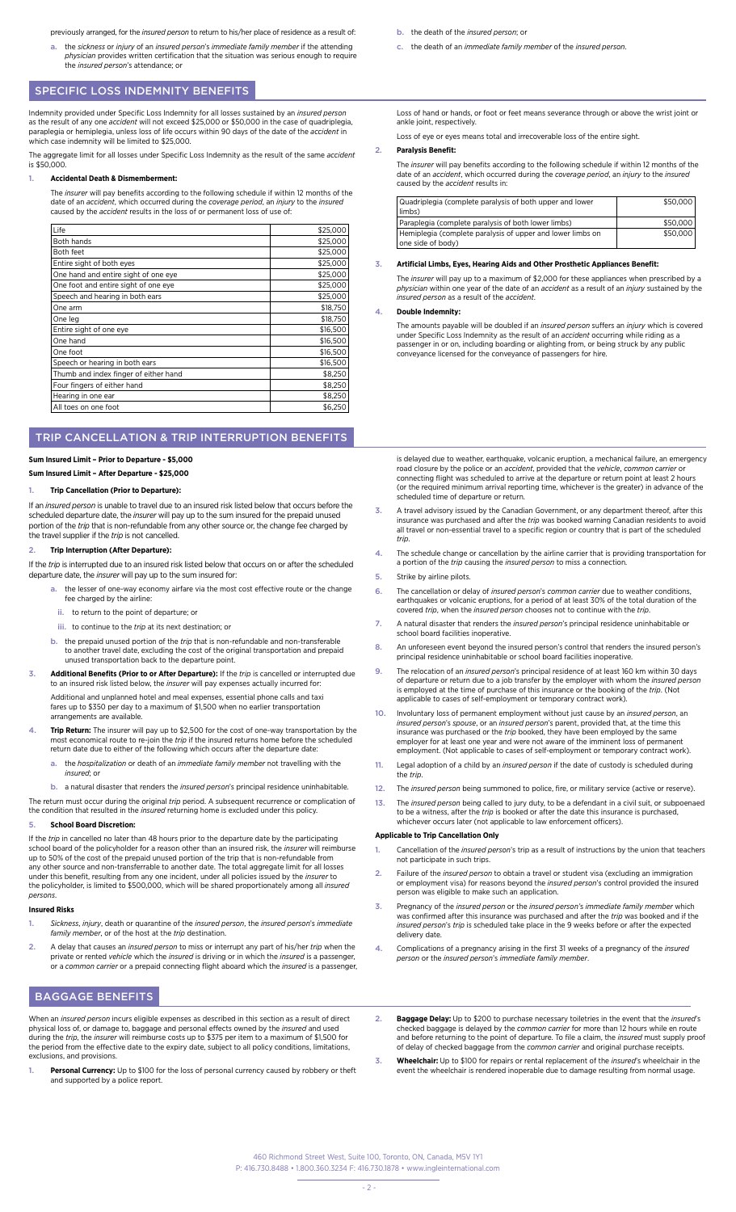previously arranged, for the *insured person* to return to his/her place of residence as a result of:

a. the *sickness* or *injury* of an *insured person's immediate family member* if the attending *physician* provides written certification that the situation was serious enough to require the *insured person's* attendance; or

b. the death of the *insured person*; or

c. the death of an *immediate family member* of the *insured person*.

## SPECIFIC LOSS INDEMNITY BENEFITS

Indemnity provided under Specific Loss Indemnity for all losses sustained by an *insured person* as the result of any one *accident* will not exceed $25,000 or $50,000 in the case of quadriplegia, paraplegia or hemiplegia, unless loss of life occurs within 90 days of the date of the *accident* in which case indemnity will be limited to $25,000.

The aggregate limit for all losses under Specific Loss Indemnity as the result of the same *accident* is $50,000.

1. **Accidental Death & Dismemberment:**

The *insurer* will pay benefits according to the following schedule if within 12 months of the date of an *accident*, which occurred during the *coverage period*, an *injury* to the *insured* caused by the *accident* results in the loss of or permanent loss of use of:

| Loss | Benefit |
|---|---|
| Life | $25,000 |
| Both hands | $25,000 |
| Both feet | $25,000 |
| Entire sight of both eyes | $25,000 |
| One hand and entire sight of one eye | $25,000 |
| One foot and entire sight of one eye | $25,000 |
| Speech and hearing in both ears | $25,000 |
| One arm | $18,750 |
| One leg | $18,750 |
| Entire sight of one eye | $16,500 |
| One hand | $16,500 |
| One foot | $16,500 |
| Speech or hearing in both ears | $16,500 |
| Thumb and index finger of either hand | $8,250 |
| Four fingers of either hand | $8,250 |
| Hearing in one ear | $8,250 |
| All toes on one foot | $6,250 |

Loss of hand or hands, or foot or feet means severance through or above the wrist joint or ankle joint, respectively.

Loss of eye or eyes means total and irrecoverable loss of the entire sight.

2. **Paralysis Benefit:**

The *insurer* will pay benefits according to the following schedule if within 12 months of the date of an *accident*, which occurred during the *coverage period*, an *injury* to the *insured* caused by the *accident* results in:

| Loss | Benefit |
|---|---|
| Quadriplegia (complete paralysis of both upper and lower limbs) | $50,000 |
| Paraplegia (complete paralysis of both lower limbs) | $50,000 |
| Hemiplegia (complete paralysis of upper and lower limbs on one side of body) | $50,000 |

3. **Artificial Limbs, Eyes, Hearing Aids and Other Prosthetic Appliances Benefit:**

The *insurer* will pay up to a maximum of $2,000 for these appliances when prescribed by a *physician* within one year of the date of an *accident* as a result of an *injury* sustained by the *insured person* as a result of the *accident*.

4. **Double Indemnity:**

The amounts payable will be doubled if an *insured person* suffers an *injury* which is covered under Specific Loss Indemnity as the result of an *accident* occurring while riding as a passenger in or on, including boarding or alighting from, or being struck by any public conveyance licensed for the conveyance of passengers for hire.

## TRIP CANCELLATION & TRIP INTERRUPTION BENEFITS

**Sum Insured Limit – Prior to Departure - $5,000**

**Sum Insured Limit – After Departure - $25,000**

1. **Trip Cancellation (Prior to Departure):**

If an *insured person* is unable to travel due to an insured risk listed below that occurs before the scheduled departure date, the *insurer* will pay up to the sum insured for the prepaid unused portion of the *trip* that is non-refundable from any other source or, the change fee charged by the travel supplier if the *trip* is not cancelled.

2. **Trip Interruption (After Departure):**

If the *trip* is interrupted due to an insured risk listed below that occurs on or after the scheduled departure date, the *insurer* will pay up to the sum insured for:

a. the lesser of one-way economy airfare via the most cost effective route or the change fee charged by the airline:
   ii. to return to the point of departure; or
   iii. to continue to the *trip* at its next destination; or

b. the prepaid unused portion of the *trip* that is non-refundable and non-transferable to another travel date, excluding the cost of the original transportation and prepaid unused transportation back to the departure point.

3. **Additional Benefits (Prior to or After Departure):** If the *trip* is cancelled or interrupted due to an insured risk listed below, the *insurer* will pay expenses actually incurred for:

Additional and unplanned hotel and meal expenses, essential phone calls and taxi fares up to $350 per day to a maximum of $1,500 when no earlier transportation arrangements are available.

4. **Trip Return:** The insurer will pay up to $2,500 for the cost of one-way transportation by the most economical route to re-join the *trip* if the insured returns home before the scheduled return date due to either of the following which occurs after the departure date:

a. the *hospitalization* or death of an *immediate family member* not travelling with the *insured*; or

b. a natural disaster that renders the *insured person*'s principal residence uninhabitable.

The return must occur during the original *trip* period. A subsequent recurrence or complication of the condition that resulted in the *insured* returning home is excluded under this policy.

5. **School Board Discretion:**

If the *trip* in cancelled no later than 48 hours prior to the departure date by the participating school board of the policyholder for a reason other than an insured risk, the *insurer* will reimburse up to 50% of the cost of the prepaid unused portion of the trip that is non-refundable from any other source and non-transferrable to another date. The total aggregate limit for all losses under this benefit, resulting from any one incident, under all policies issued by the *insurer* to the policyholder, is limited to $500,000, which will be shared proportionately among all *insured persons*.

**Insured Risks**

1. *Sickness*, *injury*, death or quarantine of the *insured person*, the *insured person's immediate family member*, or of the host at the *trip* destination.

2. A delay that causes an *insured person* to miss or interrupt any part of his/her *trip* when the private or rented *vehicle* which the *insured* is driving or in which the *insured* is a passenger, or a *common carrier* or a prepaid connecting flight aboard which the *insured* is a passenger, is delayed due to weather, earthquake, volcanic eruption, a mechanical failure, an emergency road closure by the police or an *accident*, provided that the *vehicle*, *common carrier* or connecting flight was scheduled to arrive at the departure or return point at least 2 hours (or the required minimum arrival reporting time, whichever is the greater) in advance of the scheduled time of departure or return.

3. A travel advisory issued by the Canadian Government, or any department thereof, after this insurance was purchased and after the *trip* was booked warning Canadian residents to avoid all travel or non-essential travel to a specific region or country that is part of the scheduled *trip*.

4. The schedule change or cancellation by the airline carrier that is providing transportation for a portion of the *trip* causing the *insured person* to miss a connection.

5. Strike by airline pilots.

6. The cancellation or delay of *insured person's common carrier* due to weather conditions, earthquakes or volcanic eruptions, for a period of at least 30% of the total duration of the covered *trip*, when the *insured person* chooses not to continue with the *trip*.

7. A natural disaster that renders the *insured person*'s principal residence uninhabitable or school board facilities inoperative.

8. An unforeseen event beyond the insured person's control that renders the insured person's principal residence uninhabitable or school board facilities inoperative.

9. The relocation of an *insured person*'s principal residence of at least 160 km within 30 days of departure or return due to a job transfer by the employer with whom the *insured person* is employed at the time of purchase of this insurance or the booking of the *trip*. (Not applicable to cases of self-employment or temporary contract work).

10. Involuntary loss of permanent employment without just cause by an *insured person*, an *insured person's spouse*, or an *insured person's* parent, provided that, at the time this insurance was purchased or the *trip* booked, they have been employed by the same employer for at least one year and were not aware of the imminent loss of permanent employment. (Not applicable to cases of self-employment or temporary contract work).

11. Legal adoption of a child by an *insured person* if the date of custody is scheduled during the *trip*.

12. The *insured person* being summoned to police, fire, or military service (active or reserve).

13. The *insured person* being called to jury duty, to be a defendant in a civil suit, or subpoenaed to be a witness, after the *trip* is booked or after the date this insurance is purchased, whichever occurs later (not applicable to law enforcement officers).

**Applicable to Trip Cancellation Only**

1. Cancellation of the *insured person*'s trip as a result of instructions by the union that teachers not participate in such trips.

2. Failure of the *insured person* to obtain a travel or student visa (excluding an immigration or employment visa) for reasons beyond the *insured person*'s control provided the insured person was eligible to make such an application.

3. Pregnancy of the *insured person* or the *insured person's immediate family member* which was confirmed after this insurance was purchased and after the *trip* was booked and if the *insured person*'s *trip* is scheduled take place in the 9 weeks before or after the expected delivery date.

4. Complications of a pregnancy arising in the first 31 weeks of a pregnancy of the *insured person* or the *insured person's immediate family member*.

## BAGGAGE BENEFITS

When an *insured person* incurs eligible expenses as described in this section as a result of direct physical loss of, or damage to, baggage and personal effects owned by the *insured* and used during the *trip*, the *insurer* will reimburse costs up to $375 per item to a maximum of $1,500 for the period from the effective date to the expiry date, subject to all policy conditions, limitations, exclusions, and provisions.

1. **Personal Currency:** Up to $100 for the loss of personal currency caused by robbery or theft and supported by a police report.

2. **Baggage Delay:** Up to $200 to purchase necessary toiletries in the event that the *insured*'s checked baggage is delayed by the *common carrier* for more than 12 hours while en route and before returning to the point of departure. To file a claim, the *insured* must supply proof of delay of checked baggage from the *common carrier* and original purchase receipts.

3. **Wheelchair:** Up to $100 for repairs or rental replacement of the *insured*'s wheelchair in the event the wheelchair is rendered inoperable due to damage resulting from normal usage.

460 Richmond Street West, Suite 100, Toronto, ON, Canada, M5V 1Y1
P: 416.730.8488 • 1.800.360.3234 F: 416.730.1878 • www.ingleinternational.com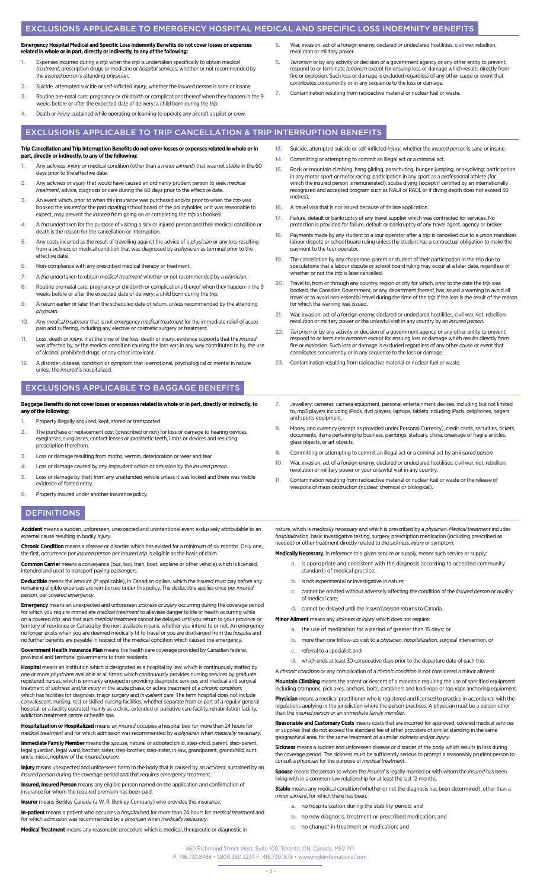## EXCLUSIONS APPLICABLE TO EMERGENCY HOSPITAL MEDICAL AND SPECIFIC LOSS INDEMNITY BENEFITS

**Emergency Hospital Medical and Specific Loss Indemnity Benefits do not cover losses or expenses related in whole or in part, directly or indirectly, to any of the following:**

1. Expenses incurred during a *trip* when the *trip* is undertaken specifically to obtain *medical treatment*, prescription drugs or medicine or *hospital* services, whether or not recommended by the *insured person*'s attending *physician*.
2. Suicide, attempted suicide or self-inflicted *injury*, whether the *insured person* is sane or insane.
3. Routine pre-natal care; pregnancy or childbirth or complications thereof when they happen in the 9 weeks before or after the expected date of delivery; a child born during the *trip*.
4. Death or *injury* sustained while operating or learning to operate any aircraft as pilot or crew.
5. War, invasion, act of a foreign enemy, declared or undeclared hostilities, civil war, rebellion, revolution or military power.
6. *Terrorism* or by any activity or decision of a government agency or any other entity to prevent, respond to or terminate *terrorism* except for ensuing loss or damage which results directly from fire or explosion. Such loss or damage is excluded regardless of any other cause or event that contributes concurrently or in any sequence to the loss or damage.
7. Contamination resulting from radioactive material or nuclear fuel or waste.

## EXCLUSIONS APPLICABLE TO TRIP CANCELLATION & TRIP INTERRUPTION BENEFITS

**Trip Cancellation and Trip Interruption Benefits do not cover losses or expenses related in whole or in part, directly or indirectly, to any of the following:**

1. Any *sickness*, *injury* or medical condition (other than a *minor ailment*) that was not *stable* in the 60 days prior to the effective date.
2. Any *sickness* or *injury* that would have caused an ordinarily prudent person to seek *medical treatment*, advice, diagnosis or care during the 60 days prior to the effective date.
3. An event which, prior to when this insurance was purchased and/or prior to when the *trip* was booked the *insured* or the participating school board of the policyholder, or it was reasonable to expect, may prevent the *insured* from going on or completing the *trip* as booked.
4. A *trip* undertaken for the purpose of visiting a sick or injured person and their medical condition or death is the reason for the cancellation or interruption.
5. Any costs incurred as the result of travelling against the advice of a *physician* or any loss resulting from a *sickness* or medical condition that was diagnosed by a *physician* as terminal prior to the effective date.
6. Non-compliance with any prescribed medical therapy or treatment.
7. A *trip* undertaken to obtain *medical treatment* whether or not recommended by a *physician*.
8. Routine pre-natal care; pregnancy or childbirth or complications thereof when they happen in the 9 weeks before or after the expected date of delivery; a child born during the *trip*.
9. A return earlier or later than the scheduled date of return, unless recommended by the attending *physician*.
10. Any *medical treatment* that is not *emergency medical treatment* for the immediate relief of acute pain and suffering, including any elective or cosmetic surgery or treatment.
11. Loss, death or *injury*, if at the time of the loss, death or *injury*, evidence supports that the *insured* was affected by, or the medical condition causing the loss was in any way contributed to by, the use of alcohol, prohibited drugs, or any other intoxicant.
12. A disorder, disease, condition or symptom that is emotional, psychological or mental in nature unless the *insured* is hospitalized.
13. Suicide, attempted suicide or self-inflicted *injury*, whether the *insured person* is sane or insane.
14. Committing or attempting to commit an illegal act or a criminal act.
15. Rock or mountain climbing, hang gliding, parachuting, bungee jumping, or skydiving; participation in any motor sport or motor racing; participation in any sport as a professional athlete (for which the insured person is remunerated); scuba diving (except if certified by an internationally recognized and accepted program such as NAUI or PADI, or if diving depth does not exceed 30 metres).
16. A travel visa that is not issued because of its late application.
17. Failure, default or bankruptcy of any travel supplier which was contracted for services. No protection is provided for failure, default or bankruptcy of any travel agent, agency or broker.
18. Payments made by any student to a tour operator after a trip is cancelled due to a union mandates labour dispute or school board ruling unless the student has a contractual obligation to make the payment to the tour operator.
19. The cancellation by any chaperone, parent or student of their participation in the trip due to speculations that a labour dispute or school board ruling may occur at a later date, regardless of whether or not the *trip* is later cancelled.
20. Travel to, from or through any country, region or city for which, prior to the date the *trip* was booked, the Canadian Government, or any department thereof, has issued a warning to avoid all travel or to avoid non-essential travel during the time of the *trip* if the loss is the result of the reason for which the warning was issued.
21. War, invasion, act of a foreign enemy, declared or undeclared hostilities, civil war, riot, rebellion, revolution or military power or the unlawful visit in any country by an *insured person*.
22. *Terrorism* or by any activity or decision of a government agency or any other entity to prevent, respond to or terminate *terrorism* except for ensuing loss or damage which results directly from fire or explosion. Such loss or damage is excluded regardless of any other cause or event that contributes concurrently or in any sequence to the loss or damage.
23. Contamination resulting from radioactive material or nuclear fuel or waste.

## EXCLUSIONS APPLICABLE TO BAGGAGE BENEFITS

**Baggage Benefits do not cover losses or expenses related in whole or in part, directly or indirectly, to any of the following:**

1. Property illegally acquired, kept, stored or transported.
2. The purchase or replacement cost (prescribed or not) for loss or damage to hearing devices, eyeglasses, sunglasses, contact lenses or prosthetic teeth, limbs or devices and resulting prescription therefrom.
3. Loss or damage resulting from moths, vermin, deterioration or wear and tear.
4. Loss or damage caused by any imprudent action or omission by the *insured person*.
5. Loss or damage by theft from any unattended vehicle unless it was locked and there was visible evidence of forced entry.
6. Property insured under another insurance policy.
7. Jewellery; cameras; camera equipment, personal entertainment devices, including but not limited to, mp3 players including iPods, dvd players, laptops, tablets including iPads, cellphones, pagers and sports equipment.
8. Money and currency (except as provided under Personal Currency), credit cards, securities, tickets, documents, items pertaining to business, paintings, statuary, china, breakage of fragile articles, glass objects, or art objects.
9. Committing or attempting to commit an illegal act or a criminal act by an *insured person*.
10. War, invasion, act of a foreign enemy, declared or undeclared hostilities, civil war, riot, rebellion, revolution or military power or your unlawful visit in any country.
11. Contamination resulting from radioactive material or nuclear fuel or waste or the release of weapons of mass destruction (nuclear, chemical or biological).

## DEFINITIONS

**Accident** means a sudden, unforeseen, unexpected and unintentional event exclusively attributable to an external cause resulting in bodily *injury*.

**Chronic Condition** means a disease or disorder which has existed for a minimum of six months. Only one, the first, occurrence per *insured person* per insured *trip* is eligible as the basis of claim.

**Common Carrier** means a conveyance (bus, taxi, train, boat, airplane or other vehicle) which is licensed, intended and used to transport paying passengers.

**Deductible** means the amount (if applicable), in Canadian dollars, which the *insured* must pay before any remaining eligible expenses are reimbursed under this policy. The deductible applies once per *insured person*, per covered *emergency*.

**Emergency** means an unexpected and unforeseen *sickness* or *injury* occurring during the coverage period for which you require immediate *medical treatment* to alleviate danger to life or health occurring while on a covered *trip*, and that such *medical treatment* cannot be delayed until you return to your province or territory of residence or Canada by the next available means, whether you intend to or not. An emergency no longer exists when you are deemed medically fit to travel or you are discharged from the *hospital* and no further benefits are payable in respect of the medical condition which caused the emergency.

**Government Health Insurance Plan** means the health care coverage provided by Canadian federal, provincial and territorial governments to their residents.

**Hospital** means an institution which is designated as a hospital by law; which is continuously staffed by one or more *physicians* available at all times; which continuously provides nursing services by graduate registered nurses; which is primarily engaged in providing diagnostic services and medical and surgical treatment of *sickness* and/or *injury* in the acute phase, or active treatment of a *chronic condition*; which has facilities for diagnosis, major surgery and *in-patient* care. The term hospital does not include convalescent, nursing, rest or skilled nursing facilities, whether separate from or part of a regular general hospital, or a facility operated mainly as a clinic, extended or palliative care facility, rehabilitation facility, addiction treatment centre or health spa.

**Hospitalization or Hospitalized** means an *insured* occupies a hospital bed for more than 24 hours for *medical treatment* and for which admission was recommended by a *physician* when *medically necessary*.

**Immediate Family Member** means the *spouse*, natural or adopted child, step-child, parent, step-parent, legal guardian, legal ward, brother, sister, step-brother, step-sister, in-law, grandparent, grandchild, aunt, uncle, niece, nephew of the *insured person*.

**Injury** means unexpected and unforeseen harm to the body that is caused by an *accident*, sustained by an *insured person* during the coverage period and that requires *emergency* treatment.

**Insured, Insured Person** means any eligible person named on the application and confirmation of insurance for whom the required premium has been paid.

**Insurer** means Berkley Canada (a W. R. Berkley Company) who provides this insurance.

**In-patient** means a patient who occupies a *hospital* bed for more than 24 hours for *medical treatment* and for which admission was recommended by a *physician* when *medically necessary*.

**Medical Treatment** means any reasonable procedure which is medical, therapeutic or diagnostic in nature, which is *medically necessary* and which is prescribed by a *physician*. *Medical treatment* includes *hospitalization*, basic investigative testing, surgery, prescription medication (including prescribed as needed) or other treatment directly related to the *sickness*, *injury* or symptom.

**Medically Necessary**, in reference to a given service or supply, means such service or supply:

a. is appropriate and consistent with the diagnosis according to accepted community standards of medical practice;
b. is not experimental or investigative in nature;
c. cannot be omitted without adversely affecting the condition of the *insured person* or quality of medical care;
d. cannot be delayed until the *insured person* returns to Canada.

**Minor Ailment** means any *sickness* or *injury* which does not require:

a. the use of medication for a period of greater than 15 days; or
b. more than one follow-up visit to a *physician*, *hospitalization*, surgical intervention, or
c. referral to a specialist; and
d. which ends at least 30 consecutive days prior to the departure date of each trip.

A *chronic condition* or any complication of a *chronic condition* is not considered a minor ailment.

**Mountain Climbing** means the ascent or descent of a mountain requiring the use of specified equipment including crampons, pick axes, anchors, bolts, carabiners and lead-rope or top rope anchoring equipment.

**Physician** means a medical practitioner who is registered and licensed to practice in accordance with the regulations applying in the jurisdiction where the person practices. A physician must be a person other than the *insured person* or an *immediate family member*.

**Reasonable and Customary Costs** means costs that are incurred for approved, covered medical services or supplies that do not exceed the standard fee of other providers of similar standing in the same geographical area, for the same treatment of a similar *sickness* and/or *injury*.

**Sickness** means a sudden and unforeseen disease or disorder of the body which results in loss during the coverage period. The sickness must be sufficiently serious to prompt a reasonably prudent person to consult a *physician* for the purpose of *medical treatment*.

**Spouse** means the person to whom the *insured* is legally married or with whom the *insured* has been living with in a common-law relationship for at least the last 12 months.

**Stable** means any medical condition (whether or not the diagnosis has been determined), other than a *minor ailment*, for which there has been:

a. no hospitalization during the stability period; and
b. no new diagnosis, treatment or prescribed medication; and
c. no change* in treatment or medication; and

460 Richmond Street West, Suite 100, Toronto, ON, Canada, M5V 1Y1
P: 416.730.8488 • 1.800.360.3234 F: 416.730.1878 • www.ingleinternational.com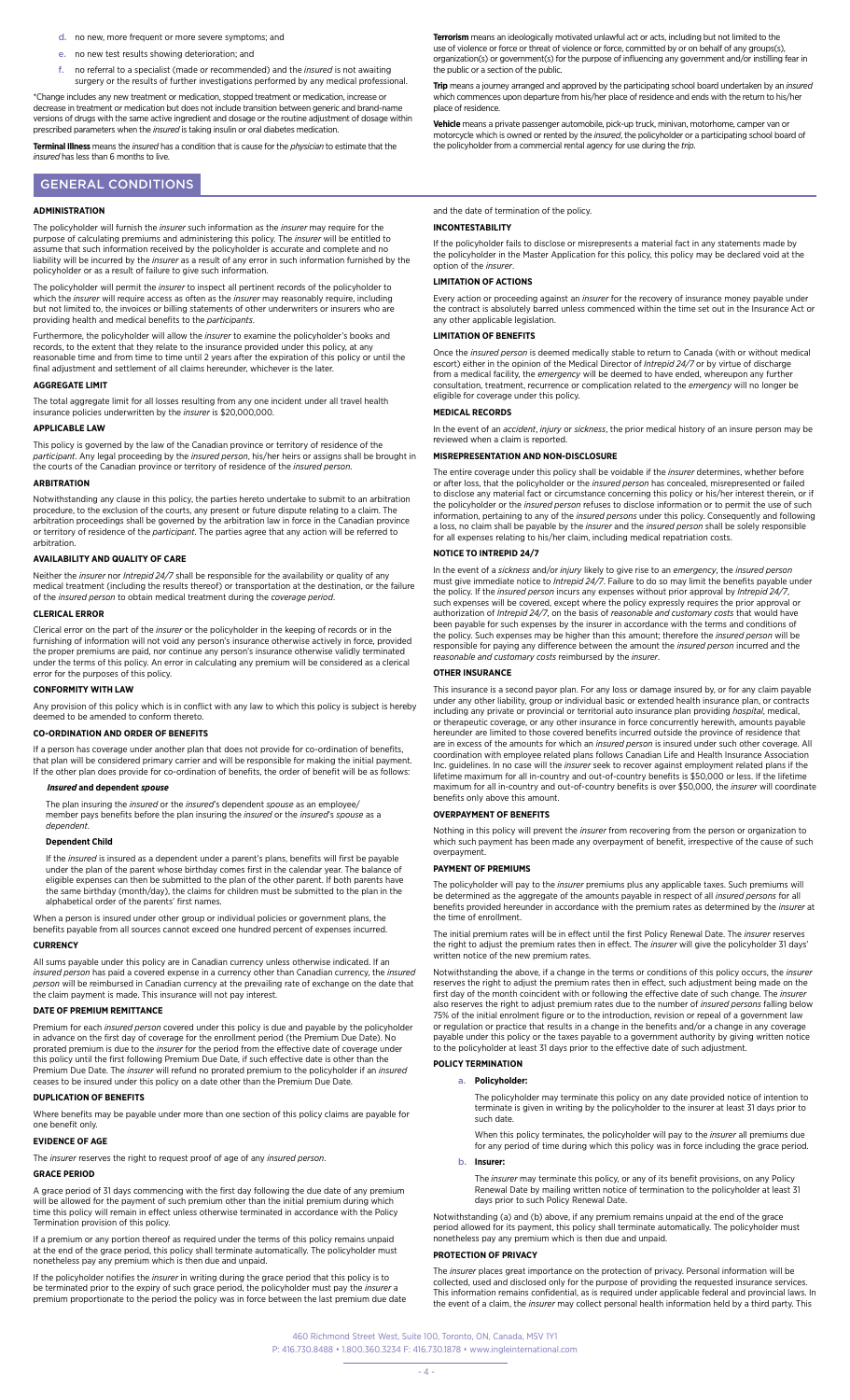d. no new, more frequent or more severe symptoms; and
e. no new test results showing deterioration; and
f. no referral to a specialist (made or recommended) and the *insured* is not awaiting surgery or the results of further investigations performed by any medical professional.

*Change includes any new treatment or medication, stopped treatment or medication, increase or decrease in treatment or medication but does not include transition between generic and brand-name versions of drugs with the same active ingredient and dosage or the routine adjustment of dosage within prescribed parameters when the *insured* is taking insulin or oral diabetes medication.

**Terminal Illness** means the *insured* has a condition that is cause for the *physician* to estimate that the *insured* has less than 6 months to live.

**Terrorism** means an ideologically motivated unlawful act or acts, including but not limited to the use of violence or force or threat of violence or force, committed by or on behalf of any groups(s), organization(s) or government(s) for the purpose of influencing any government and/or instilling fear in the public or a section of the public.

**Trip** means a journey arranged and approved by the participating school board undertaken by an *insured* which commences upon departure from his/her place of residence and ends with the return to his/her place of residence.

**Vehicle** means a private passenger automobile, pick-up truck, minivan, motorhome, camper van or motorcycle which is owned or rented by the *insured*, the policyholder or a participating school board of the policyholder from a commercial rental agency for use during the *trip*.

## GENERAL CONDITIONS

### ADMINISTRATION

The policyholder will furnish the *insurer* such information as the *insurer* may require for the purpose of calculating premiums and administering this policy. The *insurer* will be entitled to assume that such information received by the policyholder is accurate and complete and no liability will be incurred by the *insurer* as a result of any error in such information furnished by the policyholder or as a result of failure to give such information.

The policyholder will permit the *insurer* to inspect all pertinent records of the policyholder to which the *insurer* will require access as often as the *insurer* may reasonably require, including but not limited to, the invoices or billing statements of other underwriters or insurers who are providing health and medical benefits to the *participants*.

Furthermore, the policyholder will allow the *insurer* to examine the policyholder's books and records, to the extent that they relate to the insurance provided under this policy, at any reasonable time and from time to time until 2 years after the expiration of this policy or until the final adjustment and settlement of all claims hereunder, whichever is the later.

### AGGREGATE LIMIT

The total aggregate limit for all losses resulting from any one incident under all travel health insurance policies underwritten by the *insurer* is $20,000,000.

### APPLICABLE LAW

This policy is governed by the law of the Canadian province or territory of residence of the *participant*. Any legal proceeding by the *insured person*, his/her heirs or assigns shall be brought in the courts of the Canadian province or territory of residence of the *insured person*.

### ARBITRATION

Notwithstanding any clause in this policy, the parties hereto undertake to submit to an arbitration procedure, to the exclusion of the courts, any present or future dispute relating to a claim. The arbitration proceedings shall be governed by the arbitration law in force in the Canadian province or territory of residence of the *participant*. The parties agree that any action will be referred to arbitration.

### AVAILABILITY AND QUALITY OF CARE

Neither the *insurer* nor *Intrepid 24/7* shall be responsible for the availability or quality of any medical treatment (including the results thereof) or transportation at the destination, or the failure of the *insured person* to obtain medical treatment during the *coverage period*.

### CLERICAL ERROR

Clerical error on the part of the *insurer* or the policyholder in the keeping of records or in the furnishing of information will not void any person's insurance otherwise actively in force, provided the proper premiums are paid, nor continue any person's insurance otherwise validly terminated under the terms of this policy. An error in calculating any premium will be considered as a clerical error for the purposes of this policy.

### CONFORMITY WITH LAW

Any provision of this policy which is in conflict with any law to which this policy is subject is hereby deemed to be amended to conform thereto.

### CO-ORDINATION AND ORDER OF BENEFITS

If a person has coverage under another plan that does not provide for co-ordination of benefits, that plan will be considered primary carrier and will be responsible for making the initial payment. If the other plan does provide for co-ordination of benefits, the order of benefit will be as follows:

***Insured* and dependent *spouse***

The plan insuring the *insured* or the *insured*'s dependent *spouse* as an employee/ member pays benefits before the plan insuring the *insured* or the *insured*'s *spouse* as a *dependent*.

**Dependent Child**

If the *insured* is insured as a dependent under a parent's plans, benefits will first be payable under the plan of the parent whose birthday comes first in the calendar year. The balance of eligible expenses can then be submitted to the plan of the other parent. If both parents have the same birthday (month/day), the claims for children must be submitted to the plan in the alphabetical order of the parents' first names.

When a person is insured under other group or individual policies or government plans, the benefits payable from all sources cannot exceed one hundred percent of expenses incurred.

### CURRENCY

All sums payable under this policy are in Canadian currency unless otherwise indicated. If an *insured person* has paid a covered expense in a currency other than Canadian currency, the *insured person* will be reimbursed in Canadian currency at the prevailing rate of exchange on the date that the claim payment is made. This insurance will not pay interest.

### DATE OF PREMIUM REMITTANCE

Premium for each *insured person* covered under this policy is due and payable by the policyholder in advance on the first day of coverage for the enrollment period (the Premium Due Date). No prorated premium is due to the *insurer* for the period from the effective date of coverage under this policy until the first following Premium Due Date, if such effective date is other than the Premium Due Date. The *insurer* will refund no prorated premium to the policyholder if an *insured* ceases to be insured under this policy on a date other than the Premium Due Date.

### DUPLICATION OF BENEFITS

Where benefits may be payable under more than one section of this policy claims are payable for one benefit only.

### EVIDENCE OF AGE

The *insurer* reserves the right to request proof of age of any *insured person*.

### GRACE PERIOD

A grace period of 31 days commencing with the first day following the due date of any premium will be allowed for the payment of such premium other than the initial premium during which time this policy will remain in effect unless otherwise terminated in accordance with the Policy Termination provision of this policy.

If a premium or any portion thereof as required under the terms of this policy remains unpaid at the end of the grace period, this policy shall terminate automatically. The policyholder must nonetheless pay any premium which is then due and unpaid.

If the policyholder notifies the *insurer* in writing during the grace period that this policy is to be terminated prior to the expiry of such grace period, the policyholder must pay the *insurer* a premium proportionate to the period the policy was in force between the last premium due date and the date of termination of the policy.

### INCONTESTABILITY

If the policyholder fails to disclose or misrepresents a material fact in any statements made by the policyholder in the Master Application for this policy, this policy may be declared void at the option of the *insurer*.

### LIMITATION OF ACTIONS

Every action or proceeding against an *insurer* for the recovery of insurance money payable under the contract is absolutely barred unless commenced within the time set out in the Insurance Act or any other applicable legislation.

### LIMITATION OF BENEFITS

Once the *insured person* is deemed medically stable to return to Canada (with or without medical escort) either in the opinion of the Medical Director of *Intrepid 24/7* or by virtue of discharge from a medical facility, the *emergency* will be deemed to have ended, whereupon any further consultation, treatment, recurrence or complication related to the *emergency* will no longer be eligible for coverage under this policy.

### MEDICAL RECORDS

In the event of an *accident*, *injury* or *sickness*, the prior medical history of an insure person may be reviewed when a claim is reported.

### MISREPRESENTATION AND NON-DISCLOSURE

The entire coverage under this policy shall be voidable if the *insurer* determines, whether before or after loss, that the policyholder or the *insured person* has concealed, misrepresented or failed to disclose any material fact or circumstance concerning this policy or his/her interest therein, or if the policyholder or the *insured person* refuses to disclose information or to permit the use of such information, pertaining to any of the *insured persons* under this policy. Consequently and following a loss, no claim shall be payable by the *insurer* and the *insured person* shall be solely responsible for all expenses relating to his/her claim, including medical repatriation costs.

### NOTICE TO INTREPID 24/7

In the event of a *sickness* and/or *injury* likely to give rise to an *emergency*, the *insured person* must give immediate notice to *Intrepid 24/7*. Failure to do so may limit the benefits payable under the policy. If the *insured person* incurs any expenses without prior approval by *Intrepid 24/7*, such expenses will be covered, except where the policy expressly requires the prior approval or authorization of *Intrepid 24/7*, on the basis of *reasonable and customary costs* that would have been payable for such expenses by the insurer in accordance with the terms and conditions of the policy. Such expenses may be higher than this amount; therefore the *insured person* will be responsible for paying any difference between the amount the *insured person* incurred and the *reasonable and customary costs* reimbursed by the *insurer*.

### OTHER INSURANCE

This insurance is a second payor plan. For any loss or damage insured by, or for any claim payable under any other liability, group or individual basic or extended health insurance plan, or contracts including any private or provincial or territorial auto insurance plan providing *hospital*, medical, or therapeutic coverage, or any other insurance in force concurrently herewith, amounts payable hereunder are limited to those covered benefits incurred outside the province of residence that are in excess of the amounts for which an *insured person* is insured under such other coverage. All coordination with employee related plans follows Canadian Life and Health Insurance Association Inc. guidelines. In no case will the *insurer* seek to recover against employment related plans if the lifetime maximum for all in-country and out-of-country benefits is $50,000 or less. If the lifetime maximum for all in-country and out-of-country benefits is over $50,000, the *insurer* will coordinate benefits only above this amount.

### OVERPAYMENT OF BENEFITS

Nothing in this policy will prevent the *insurer* from recovering from the person or organization to which such payment has been made any overpayment of benefit, irrespective of the cause of such overpayment.

### PAYMENT OF PREMIUMS

The policyholder will pay to the *insurer* premiums plus any applicable taxes. Such premiums will be determined as the aggregate of the amounts payable in respect of all *insured persons* for all benefits provided hereunder in accordance with the premium rates as determined by the *insurer* at the time of enrollment.

The initial premium rates will be in effect until the first Policy Renewal Date. The *insurer* reserves the right to adjust the premium rates then in effect. The *insurer* will give the policyholder 31 days' written notice of the new premium rates.

Notwithstanding the above, if a change in the terms or conditions of this policy occurs, the *insurer* reserves the right to adjust the premium rates then in effect, such adjustment being made on the first day of the month coincident with or following the effective date of such change. The *insurer* also reserves the right to adjust premium rates due to the number of *insured persons* falling below 75% of the initial enrollment figure or to the introduction, revision or repeal of a government law or regulation or practice that results in a change in the benefits and/or a change in any coverage payable under this policy or the taxes payable to a government authority by giving written notice to the policyholder at least 31 days prior to the effective date of such adjustment.

### POLICY TERMINATION

a. **Policyholder:**

   The policyholder may terminate this policy on any date provided notice of intention to terminate is given in writing by the policyholder to the insurer at least 31 days prior to such date.

   When this policy terminates, the policyholder will pay to the *insurer* all premiums due for any period of time during which this policy was in force including the grace period.

b. **Insurer:**

   The *insurer* may terminate this policy, or any of its benefit provisions, on any Policy Renewal Date by mailing written notice of termination to the policyholder at least 31 days prior to such Policy Renewal Date.

Notwithstanding (a) and (b) above, if any premium remains unpaid at the end of the grace period allowed for its payment, this policy shall terminate automatically. The policyholder must nonetheless pay any premium which is then due and unpaid.

### PROTECTION OF PRIVACY

The *insurer* places great importance on the protection of privacy. Personal information will be collected, used and disclosed only for the purpose of providing the requested insurance services. This information remains confidential, as is required under applicable federal and provincial laws. In the event of a claim, the *insurer* may collect personal health information held by a third party. This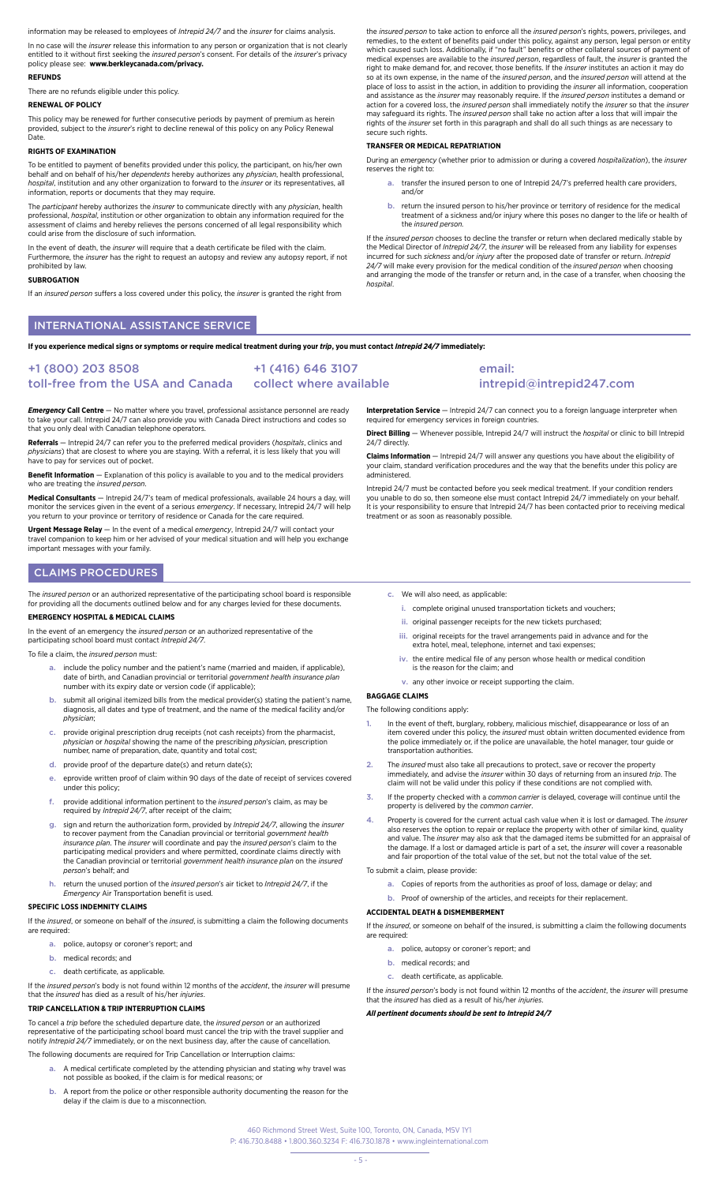information may be released to employees of *Intrepid 24/7* and the *insurer* for claims analysis.

In no case will the *insurer* release this information to any person or organization that is not clearly entitled to it without first seeking the *insured person*'s consent. For details of the *insurer*'s privacy policy please see: **www.berkleycanada.com/privacy.**

**REFUNDS**

There are no refunds eligible under this policy.

**RENEWAL OF POLICY**

This policy may be renewed for further consecutive periods by payment of premium as herein provided, subject to the *insurer*'s right to decline renewal of this policy on any Policy Renewal Date.

**RIGHTS OF EXAMINATION**

To be entitled to payment of benefits provided under this policy, the participant, on his/her own behalf and on behalf of his/her *dependents* hereby authorizes any *physician*, health professional, *hospital*, institution and any other organization to forward to the *insurer* or its representatives, all information, reports or documents that they may require.

The *participant* hereby authorizes the *insurer* to communicate directly with any *physician*, health professional, *hospital*, institution or other organization to obtain any information required for the assessment of claims and hereby relieves the persons concerned of all legal responsibility which could arise from the disclosure of such information.

In the event of death, the *insurer* will require that a death certificate be filed with the claim. Furthermore, the *insurer* has the right to request an autopsy and review any autopsy report, if not prohibited by law.

**SUBROGATION**

If an *insured person* suffers a loss covered under this policy, the *insurer* is granted the right from the *insured person* to take action to enforce all the *insured person*'s rights, powers, privileges, and remedies, to the extent of benefits paid under this policy, against any person, legal person or entity which caused such loss. Additionally, if "no fault" benefits or other collateral sources of payment of medical expenses are available to the *insured person*, regardless of fault, the *insurer* is granted the right to make demand for, and recover, those benefits. If the *insurer* institutes an action it may do so at its own expense, in the name of the *insured person*, and the *insured person* will attend at the place of loss to assist in the action, in addition to providing the *insurer* all information, cooperation and assistance as the *insurer* may reasonably require. If the *insured person* institutes a demand or action for a covered loss, the *insured person* shall immediately notify the *insurer* so that the *insurer* may safeguard its rights. The *insured person* shall take no action after a loss that will impair the rights of the *insurer* set forth in this paragraph and shall do all such things as are necessary to secure such rights.

**TRANSFER OR MEDICAL REPATRIATION**

During an *emergency* (whether prior to admission or during a covered *hospitalization*), the *insurer* reserves the right to:

a. transfer the insured person to one of Intrepid 24/7's preferred health care providers, and/or

b. return the insured person to his/her province or territory of residence for the medical treatment of a sickness and/or injury where this poses no danger to the life or health of the *insured person*.

If the *insured person* chooses to decline the transfer or return when declared medically stable by the Medical Director of *Intrepid 24/7*, the *insurer* will be released from any liability for expenses incurred for such *sickness* and/or *injury* after the proposed date of transfer or return. *Intrepid 24/7* will make every provision for the medical condition of the *insured person* when choosing and arranging the mode of the transfer or return and, in the case of a transfer, when choosing the *hospital*.

## INTERNATIONAL ASSISTANCE SERVICE

**If you experience medical signs or symptoms or require medical treatment during your *trip*, you must contact *Intrepid 24/7* immediately:**

**+1 (800) 203 8508**
toll-free from the USA and Canada

**+1 (416) 646 3107**
collect where available

**email:**
intrepid@intrepid247.com

***Emergency* Call Centre** — No matter where you travel, professional assistance personnel are ready to take your call. Intrepid 24/7 can also provide you with Canada Direct instructions and codes so that you only deal with Canadian telephone operators.

**Referrals** — Intrepid 24/7 can refer you to the preferred medical providers (*hospitals*, clinics and *physicians*) that are closest to where you are staying. With a referral, it is less likely that you will have to pay for services out of pocket.

**Benefit Information** — Explanation of this policy is available to you and to the medical providers who are treating the *insured person*.

**Medical Consultants** — Intrepid 24/7's team of medical professionals, available 24 hours a day, will monitor the services given in the event of a serious *emergency*. If necessary, Intrepid 24/7 will help you return to your province or territory of residence or Canada for the care required.

**Urgent Message Relay** — In the event of a medical *emergency*, Intrepid 24/7 will contact your travel companion to keep him or her advised of your medical situation and will help you exchange important messages with your family.

**Interpretation Service** — Intrepid 24/7 can connect you to a foreign language interpreter when required for emergency services in foreign countries.

**Direct Billing** — Whenever possible, Intrepid 24/7 will instruct the *hospital* or clinic to bill Intrepid 24/7 directly.

**Claims Information** — Intrepid 24/7 will answer any questions you have about the eligibility of your claim, standard verification procedures and the way that the benefits under this policy are administered.

Intrepid 24/7 must be contacted before you seek medical treatment. If your condition renders you unable to do so, then someone else must contact Intrepid 24/7 immediately on your behalf. It is your responsibility to ensure that Intrepid 24/7 has been contacted prior to receiving medical treatment or as soon as reasonably possible.

## CLAIMS PROCEDURES

The *insured person* or an authorized representative of the participating school board is responsible for providing all the documents outlined below and for any charges levied for these documents.

**EMERGENCY HOSPITAL & MEDICAL CLAIMS**

In the event of an emergency the *insured person* or an authorized representative of the participating school board must contact *Intrepid 24/7*.

To file a claim, the *insured person* must:

a. include the policy number and the patient's name (married and maiden, if applicable), date of birth, and Canadian provincial or territorial *government health insurance plan* number with its expiry date or version code (if applicable);

b. submit all original itemized bills from the medical provider(s) stating the patient's name, diagnosis, all dates and type of treatment, and the name of the medical facility and/or *physician*;

c. provide original prescription drug receipts (not cash receipts) from the pharmacist, *physician* or *hospital* showing the name of the prescribing *physician*, prescription number, name of preparation, date, quantity and total cost;

d. provide proof of the departure date(s) and return date(s);

e. eprovide written proof of claim within 90 days of the date of receipt of services covered under this policy;

f. provide additional information pertinent to the *insured person*'s claim, as may be required by *Intrepid 24/7*, after receipt of the claim;

g. sign and return the authorization form, provided by *Intrepid 24/7*, allowing the *insurer* to recover payment from the Canadian provincial or territorial *government health insurance plan*. The *insurer* will coordinate and pay the *insured person*'s claim to the participating medical providers and where permitted, coordinate claims directly with the Canadian provincial or territorial *government health insurance plan* on the *insured person*'s behalf; and

h. return the unused portion of the *insured person*'s air ticket to *Intrepid 24/7*, if the *Emergency* Air Transportation benefit is used.

**SPECIFIC LOSS INDEMNITY CLAIMS**

If the *insured*, or someone on behalf of the *insured*, is submitting a claim the following documents are required:

a. police, autopsy or coroner's report; and

b. medical records; and

c. death certificate, as applicable.

If the *insured person*'s body is not found within 12 months of the *accident*, the *insurer* will presume that the *insured* has died as a result of his/her *injuries*.

**TRIP CANCELLATION & TRIP INTERRUPTION CLAIMS**

To cancel a *trip* before the scheduled departure date, the *insured person* or an authorized representative of the participating school board must cancel the trip with the travel supplier and notify *Intrepid 24/7* immediately, or on the next business day, after the cause of cancellation.

The following documents are required for Trip Cancellation or Interruption claims:

a. A medical certificate completed by the attending physician and stating why travel was not possible as booked, if the claim is for medical reasons; or

b. A report from the police or other responsible authority documenting the reason for the delay if the claim is due to a misconnection.

c. We will also need, as applicable:

   i. complete original unused transportation tickets and vouchers;

   ii. original passenger receipts for the new tickets purchased;

   iii. original receipts for the travel arrangements paid in advance and for the extra hotel, meal, telephone, internet and taxi expenses;

   iv. the entire medical file of any person whose health or medical condition is the reason for the claim; and

   v. any other invoice or receipt supporting the claim.

**BAGGAGE CLAIMS**

The following conditions apply:

1. In the event of theft, burglary, robbery, malicious mischief, disappearance or loss of an item covered under this policy, the *insured* must obtain written documented evidence from the police immediately or, if the police are unavailable, the hotel manager, tour guide or transportation authorities.

2. The *insured* must also take all precautions to protect, save or recover the property immediately, and advise the *insurer* within 30 days of returning from an insured *trip*. The claim will not be valid under this policy if these conditions are not complied with.

3. If the property checked with a *common carrier* is delayed, coverage will continue until the property is delivered by the *common carrier*.

4. Property is covered for the current actual cash value when it is lost or damaged. The *insurer* also reserves the option to repair or replace the property with other of similar kind, quality and value. The *insurer* may also ask that the damaged items be submitted for an appraisal of the damage. If a lost or damaged article is part of a set, the *insurer* will cover a reasonable and fair proportion of the total value of the set, but not the total value of the set.

To submit a claim, please provide:

a. Copies of reports from the authorities as proof of loss, damage or delay; and

b. Proof of ownership of the articles, and receipts for their replacement.

**ACCIDENTAL DEATH & DISMEMBERMENT**

If the *insured*, or someone on behalf of the insured, is submitting a claim the following documents are required:

a. police, autopsy or coroner's report; and

b. medical records; and

c. death certificate, as applicable.

If the *insured person*'s body is not found within 12 months of the *accident*, the *insurer* will presume that the *insured* has died as a result of his/her *injuries*.

***All pertinent documents should be sent to Intrepid 24/7***

460 Richmond Street West, Suite 100, Toronto, ON, Canada, M5V 1Y1
P: 416.730.8488 • 1.800.360.3234 F: 416.730.1878 • www.ingleinternational.com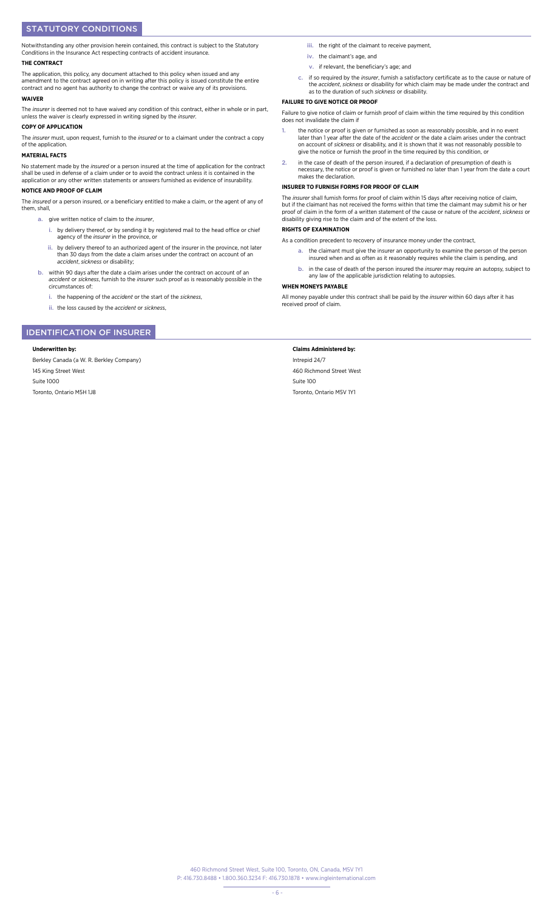## STATUTORY CONDITIONS

Notwithstanding any other provision herein contained, this contract is subject to the Statutory Conditions in the Insurance Act respecting contracts of accident insurance.

**THE CONTRACT**

The application, this policy, any document attached to this policy when issued and any amendment to the contract agreed on in writing after this policy is issued constitute the entire contract and no agent has authority to change the contract or waive any of its provisions.

**WAIVER**

The *insurer* is deemed not to have waived any condition of this contract, either in whole or in part, unless the waiver is clearly expressed in writing signed by the *insurer*.

**COPY OF APPLICATION**

The *insurer* must, upon request, furnish to the *insured* or to a claimant under the contract a copy of the application.

**MATERIAL FACTS**

No statement made by the *insured* or a person insured at the time of application for the contract shall be used in defense of a claim under or to avoid the contract unless it is contained in the application or any other written statements or answers furnished as evidence of insurability.

**NOTICE AND PROOF OF CLAIM**

The *insured* or a person insured, or a beneficiary entitled to make a claim, or the agent of any of them, shall,

a. give written notice of claim to the *insurer*,
   i. by delivery thereof, or by sending it by registered mail to the head office or chief agency of the *insurer* in the province, or
   ii. by delivery thereof to an authorized agent of the insurer in the province, not later than 30 days from the date a claim arises under the contract on account of an *accident*, *sickness* or disability;
b. within 90 days after the date a claim arises under the contract on account of an *accident* or *sickness*, furnish to the *insurer* such proof as is reasonably possible in the circumstances of:
   i. the happening of the *accident* or the start of the *sickness*,
   ii. the loss caused by the *accident* or *sickness*,
   iii. the right of the claimant to receive payment,
   iv. the claimant's age, and
   v. if relevant, the beneficiary's age; and
c. if so required by the *insurer*, furnish a satisfactory certificate as to the cause or nature of the *accident*, *sickness* or disability for which claim may be made under the contract and as to the duration of such *sickness* or disability.

**FAILURE TO GIVE NOTICE OR PROOF**

Failure to give notice of claim or furnish proof of claim within the time required by this condition does not invalidate the claim if

1. the notice or proof is given or furnished as soon as reasonably possible, and in no event later than 1 year after the date of the *accident* or the date a claim arises under the contract on account of *sickness* or disability, and it is shown that it was not reasonably possible to give the notice or furnish the proof in the time required by this condition, or
2. in the case of death of the person insured, if a declaration of presumption of death is necessary, the notice or proof is given or furnished no later than 1 year from the date a court makes the declaration.

**INSURER TO FURNISH FORMS FOR PROOF OF CLAIM**

The *insurer* shall furnish forms for proof of claim within 15 days after receiving notice of claim, but if the claimant has not received the forms within that time the claimant may submit his or her proof of claim in the form of a written statement of the cause or nature of the *accident*, *sickness* or disability giving rise to the claim and of the extent of the loss.

**RIGHTS OF EXAMINATION**

As a condition precedent to recovery of insurance money under the contract,

a. the claimant must give the insurer an opportunity to examine the person of the person insured when and as often as it reasonably requires while the claim is pending, and
b. in the case of death of the person insured the *insurer* may require an autopsy, subject to any law of the applicable jurisdiction relating to autopsies.

**WHEN MONEYS PAYABLE**

All money payable under this contract shall be paid by the *insurer* within 60 days after it has received proof of claim.

## IDENTIFICATION OF INSURER

**Underwritten by:**

Berkley Canada (a W. R. Berkley Company)
145 King Street West
Suite 1000
Toronto, Ontario M5H 1J8

**Claims Administered by:**

Intrepid 24/7
460 Richmond Street West
Suite 100
Toronto, Ontario M5V 1Y1

460 Richmond Street West, Suite 100, Toronto, ON, Canada, M5V 1Y1
P: 416.730.8488 • 1.800.360.3234 F: 416.730.1878 • www.ingleinternational.com